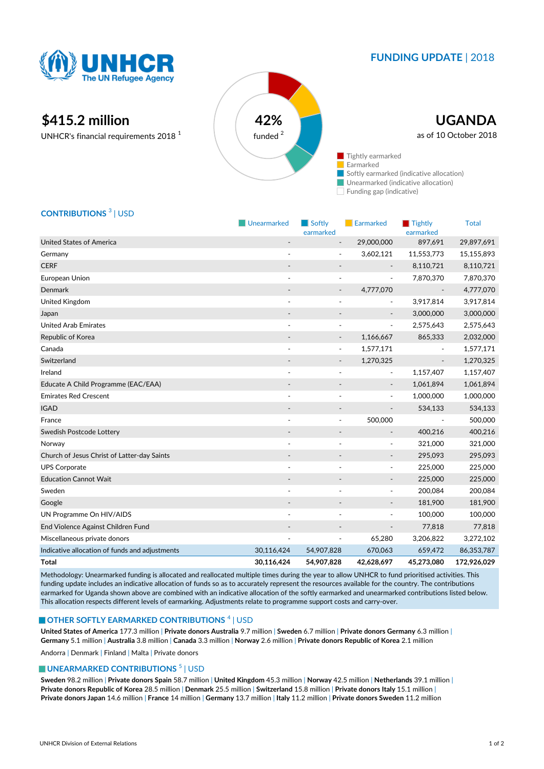UNHCR The UN Refugee Agency

**FUNDING UPDATE** | 2018

# $415.2 million

UNHCR's financial requirements 2018 [1]

**42%** funded [2]

# UGANDA

as of 10 October 2018

- Tightly earmarked
- Earmarked
- Softly earmarked (indicative allocation)
- Unearmarked (indicative allocation)
- Funding gap (indicative)

## CONTRIBUTIONS [3] | USD

| | Unearmarked | Softly earmarked | Earmarked | Tightly earmarked | Total |
|---|---|---|---|---|---|
| United States of America | - | - | 29,000,000 | 897,691 | 29,897,691 |
| Germany | - | - | 3,602,121 | 11,553,773 | 15,155,893 |
| CERF | - | - | - | 8,110,721 | 8,110,721 |
| European Union | - | - | - | 7,870,370 | 7,870,370 |
| Denmark | - | - | 4,777,070 | - | 4,777,070 |
| United Kingdom | - | - | - | 3,917,814 | 3,917,814 |
| Japan | - | - | - | 3,000,000 | 3,000,000 |
| United Arab Emirates | - | - | - | 2,575,643 | 2,575,643 |
| Republic of Korea | - | - | 1,166,667 | 865,333 | 2,032,000 |
| Canada | - | - | 1,577,171 | - | 1,577,171 |
| Switzerland | - | - | 1,270,325 | - | 1,270,325 |
| Ireland | - | - | - | 1,157,407 | 1,157,407 |
| Educate A Child Programme (EAC/EAA) | - | - | - | 1,061,894 | 1,061,894 |
| Emirates Red Crescent | - | - | - | 1,000,000 | 1,000,000 |
| IGAD | - | - | - | 534,133 | 534,133 |
| France | - | - | 500,000 | - | 500,000 |
| Swedish Postcode Lottery | - | - | - | 400,216 | 400,216 |
| Norway | - | - | - | 321,000 | 321,000 |
| Church of Jesus Christ of Latter-day Saints | - | - | - | 295,093 | 295,093 |
| UPS Corporate | - | - | - | 225,000 | 225,000 |
| Education Cannot Wait | - | - | - | 225,000 | 225,000 |
| Sweden | - | - | - | 200,084 | 200,084 |
| Google | - | - | - | 181,900 | 181,900 |
| UN Programme On HIV/AIDS | - | - | - | 100,000 | 100,000 |
| End Violence Against Children Fund | - | - | - | 77,818 | 77,818 |
| Miscellaneous private donors | - | - | 65,280 | 3,206,822 | 3,272,102 |
| Indicative allocation of funds and adjustments | 30,116,424 | 54,907,828 | 670,063 | 659,472 | 86,353,787 |
| **Total** | **30,116,424** | **54,907,828** | **42,628,697** | **45,273,080** | **172,926,029** |

Methodology: Unearmarked funding is allocated and reallocated multiple times during the year to allow UNHCR to fund prioritised activities. This funding update includes an indicative allocation of funds so as to accurately represent the resources available for the country. The contributions earmarked for Uganda shown above are combined with an indicative allocation of the softly earmarked and unearmarked contributions listed below. This allocation respects different levels of earmarking. Adjustments relate to programme support costs and carry-over.

## OTHER SOFTLY EARMARKED CONTRIBUTIONS [4] | USD

**United States of America** 177.3 million | **Private donors Australia** 9.7 million | **Sweden** 6.7 million | **Private donors Germany** 6.3 million | **Germany** 5.1 million | **Australia** 3.8 million | **Canada** 3.3 million | **Norway** 2.6 million | **Private donors Republic of Korea** 2.1 million

Andorra | Denmark | Finland | Malta | Private donors

## UNEARMARKED CONTRIBUTIONS [5] | USD

**Sweden** 98.2 million | **Private donors Spain** 58.7 million | **United Kingdom** 45.3 million | **Norway** 42.5 million | **Netherlands** 39.1 million | **Private donors Republic of Korea** 28.5 million | **Denmark** 25.5 million | **Switzerland** 15.8 million | **Private donors Italy** 15.1 million | **Private donors Japan** 14.6 million | **France** 14 million | **Germany** 13.7 million | **Italy** 11.2 million | **Private donors Sweden** 11.2 million

UNHCR Division of External Relations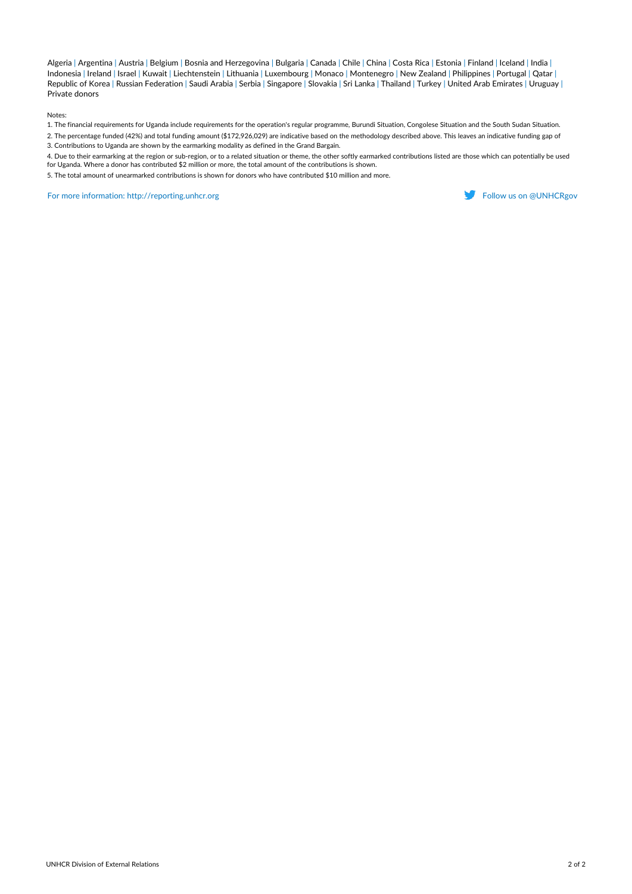Algeria | Argentina | Austria | Belgium | Bosnia and Herzegovina | Bulgaria | Canada | Chile | China | Costa Rica | Estonia | Finland | Iceland | India | Indonesia | Ireland | Israel | Kuwait | Liechtenstein | Lithuania | Luxembourg | Monaco | Montenegro | New Zealand | Philippines | Portugal | Qatar | Republic of Korea | Russian Federation | Saudi Arabia | Serbia | Singapore | Slovakia | Sri Lanka | Thailand | Turkey | United Arab Emirates | Uruguay | Private donors

Notes:

1. The financial requirements for Uganda include requirements for the operation's regular programme, Burundi Situation, Congolese Situation and the South Sudan Situation.
2. The percentage funded (42%) and total funding amount ($172,926,029) are indicative based on the methodology described above. This leaves an indicative funding gap of
3. Contributions to Uganda are shown by the earmarking modality as defined in the Grand Bargain.
4. Due to their earmarking at the region or sub-region, or to a related situation or theme, the other softly earmarked contributions listed are those which can potentially be used for Uganda. Where a donor has contributed $2 million or more, the total amount of the contributions is shown.
5. The total amount of unearmarked contributions is shown for donors who have contributed $10 million and more.

For more information: http://reporting.unhcr.org

Follow us on @UNHCRgov

UNHCR Division of External Relations